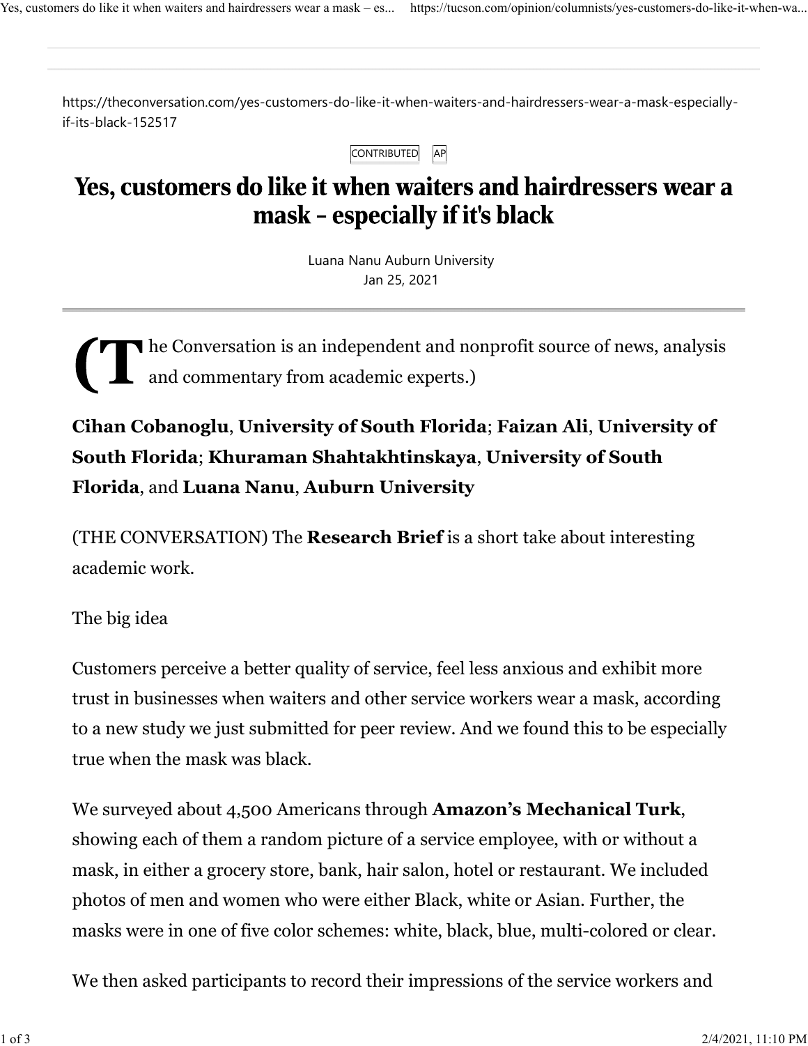https://theconversation.com/yes-customers-do-like-it-when-waiters-and-hairdressers-wear-a-mask-especially-if-its-black-152517

CONTRIBUTED AP

# Yes, customers do like it when waiters and hairdressers wear a mask – especially if it's black

Luana Nanu Auburn University
Jan 25, 2021

(The Conversation is an independent and nonprofit source of news, analysis and commentary from academic experts.)

**Cihan Cobanoglu**, **University of South Florida**; **Faizan Ali**, **University of South Florida**; **Khuraman Shahtakhtinskaya**, **University of South Florida**, and **Luana Nanu**, **Auburn University**

(THE CONVERSATION) The **Research Brief** is a short take about interesting academic work.

The big idea

Customers perceive a better quality of service, feel less anxious and exhibit more trust in businesses when waiters and other service workers wear a mask, according to a new study we just submitted for peer review. And we found this to be especially true when the mask was black.

We surveyed about 4,500 Americans through **Amazon's Mechanical Turk**, showing each of them a random picture of a service employee, with or without a mask, in either a grocery store, bank, hair salon, hotel or restaurant. We included photos of men and women who were either Black, white or Asian. Further, the masks were in one of five color schemes: white, black, blue, multi-colored or clear.

We then asked participants to record their impressions of the service workers and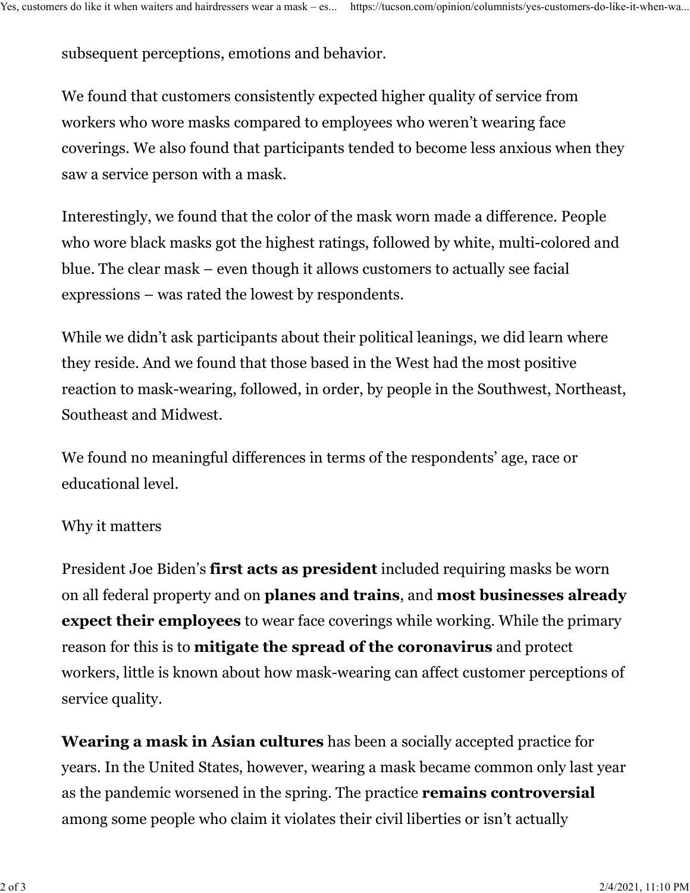subsequent perceptions, emotions and behavior.

We found that customers consistently expected higher quality of service from workers who wore masks compared to employees who weren't wearing face coverings. We also found that participants tended to become less anxious when they saw a service person with a mask.

Interestingly, we found that the color of the mask worn made a difference. People who wore black masks got the highest ratings, followed by white, multi-colored and blue. The clear mask – even though it allows customers to actually see facial expressions – was rated the lowest by respondents.

While we didn't ask participants about their political leanings, we did learn where they reside. And we found that those based in the West had the most positive reaction to mask-wearing, followed, in order, by people in the Southwest, Northeast, Southeast and Midwest.

We found no meaningful differences in terms of the respondents' age, race or educational level.

Why it matters

President Joe Biden's **first acts as president** included requiring masks be worn on all federal property and on **planes and trains**, and **most businesses already expect their employees** to wear face coverings while working. While the primary reason for this is to **mitigate the spread of the coronavirus** and protect workers, little is known about how mask-wearing can affect customer perceptions of service quality.

**Wearing a mask in Asian cultures** has been a socially accepted practice for years. In the United States, however, wearing a mask became common only last year as the pandemic worsened in the spring. The practice **remains controversial** among some people who claim it violates their civil liberties or isn't actually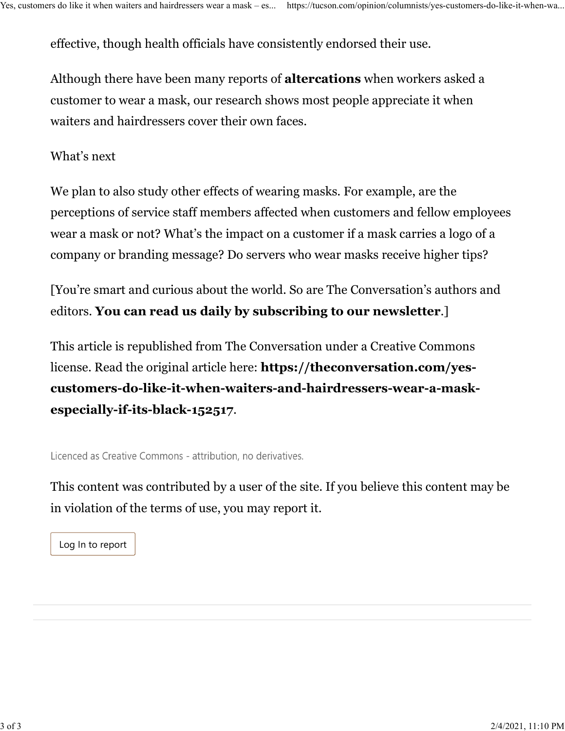effective, though health officials have consistently endorsed their use.

Although there have been many reports of **altercations** when workers asked a customer to wear a mask, our research shows most people appreciate it when waiters and hairdressers cover their own faces.

## What's next

We plan to also study other effects of wearing masks. For example, are the perceptions of service staff members affected when customers and fellow employees wear a mask or not? What's the impact on a customer if a mask carries a logo of a company or branding message? Do servers who wear masks receive higher tips?

[You're smart and curious about the world. So are The Conversation's authors and editors. **You can read us daily by subscribing to our newsletter**.]

This article is republished from The Conversation under a Creative Commons license. Read the original article here: **https://theconversation.com/yes-customers-do-like-it-when-waiters-and-hairdressers-wear-a-mask-especially-if-its-black-152517**.

Licenced as Creative Commons - attribution, no derivatives.

This content was contributed by a user of the site. If you believe this content may be in violation of the terms of use, you may report it.

Log In to report